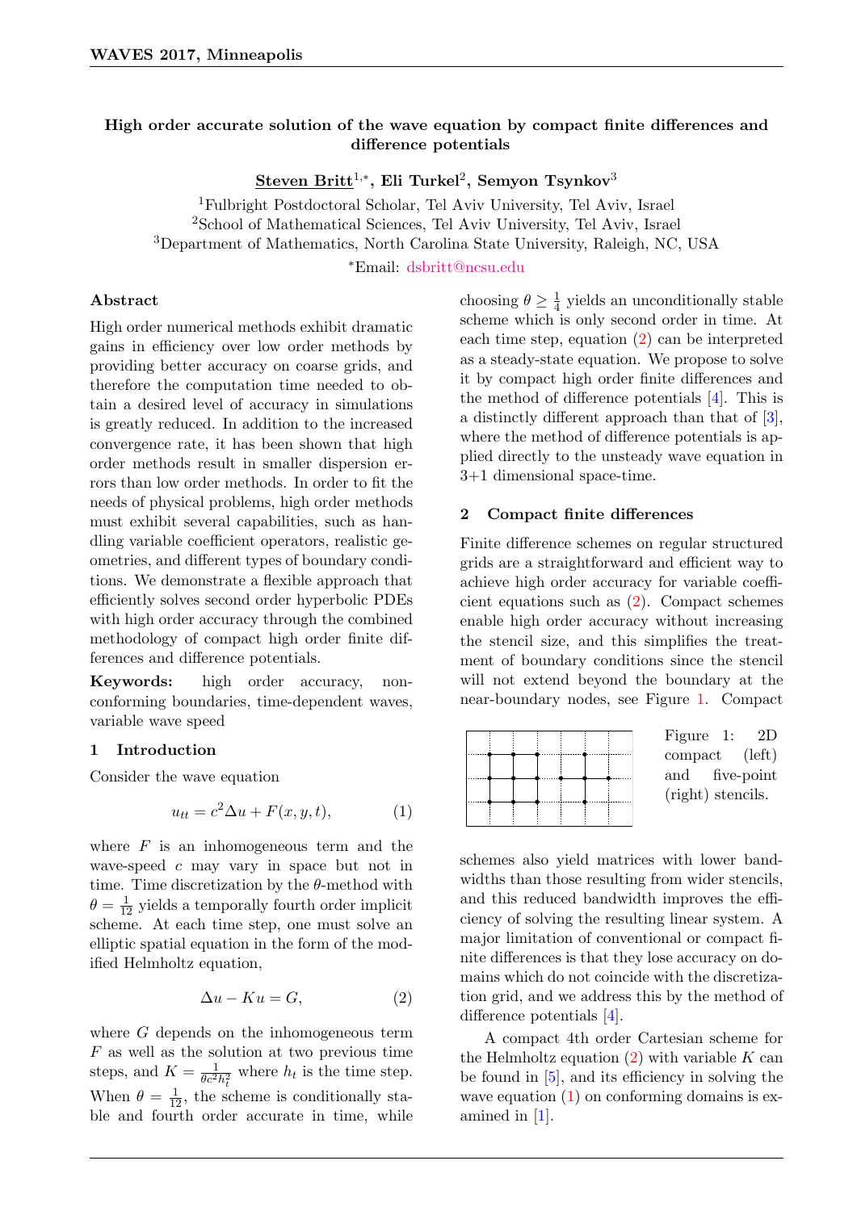# High order accurate solution of the wave equation by compact finite differences and difference potentials

**Steven Britt**[1,*], **Eli Turkel**[2], **Semyon Tsynkov**[3]

[1]Fulbright Postdoctoral Scholar, Tel Aviv University, Tel Aviv, Israel
[2]School of Mathematical Sciences, Tel Aviv University, Tel Aviv, Israel
[3]Department of Mathematics, North Carolina State University, Raleigh, NC, USA

*Email: dsbritt@ncsu.edu

## Abstract

High order numerical methods exhibit dramatic gains in efficiency over low order methods by providing better accuracy on coarse grids, and therefore the computation time needed to obtain a desired level of accuracy in simulations is greatly reduced. In addition to the increased convergence rate, it has been shown that high order methods result in smaller dispersion errors than low order methods. In order to fit the needs of physical problems, high order methods must exhibit several capabilities, such as handling variable coefficient operators, realistic geometries, and different types of boundary conditions. We demonstrate a flexible approach that efficiently solves second order hyperbolic PDEs with high order accuracy through the combined methodology of compact high order finite differences and difference potentials.

**Keywords:** high order accuracy, non-conforming boundaries, time-dependent waves, variable wave speed

## 1 Introduction

Consider the wave equation

$$u_{tt} = c^2 \Delta u + F(x, y, t), \tag{1}$$

where $F$ is an inhomogeneous term and the wave-speed $c$ may vary in space but not in time. Time discretization by the $\theta$-method with $\theta = \frac{1}{12}$ yields a temporally fourth order implicit scheme. At each time step, one must solve an elliptic spatial equation in the form of the modified Helmholtz equation,

$$\Delta u - Ku = G, \tag{2}$$

where $G$ depends on the inhomogeneous term $F$ as well as the solution at two previous time steps, and $K = \frac{1}{\theta c^2 h_t^2}$ where $h_t$ is the time step. When $\theta = \frac{1}{12}$, the scheme is conditionally stable and fourth order accurate in time, while choosing $\theta \geq \frac{1}{4}$ yields an unconditionally stable scheme which is only second order in time. At each time step, equation (2) can be interpreted as a steady-state equation. We propose to solve it by compact high order finite differences and the method of difference potentials [4]. This is a distinctly different approach than that of [3], where the method of difference potentials is applied directly to the unsteady wave equation in 3+1 dimensional space-time.

## 2 Compact finite differences

Finite difference schemes on regular structured grids are a straightforward and efficient way to achieve high order accuracy for variable coefficient equations such as (2). Compact schemes enable high order accuracy without increasing the stencil size, and this simplifies the treatment of boundary conditions since the stencil will not extend beyond the boundary at the near-boundary nodes, see Figure 1. Compact schemes also yield matrices with lower bandwidths than those resulting from wider stencils, and this reduced bandwidth improves the efficiency of solving the resulting linear system. A major limitation of conventional or compact finite differences is that they lose accuracy on domains which do not coincide with the discretization grid, and we address this by the method of difference potentials [4].

Figure 1: 2D compact (left) and five-point (right) stencils.

A compact 4th order Cartesian scheme for the Helmholtz equation (2) with variable $K$ can be found in [5], and its efficiency in solving the wave equation (1) on conforming domains is examined in [1].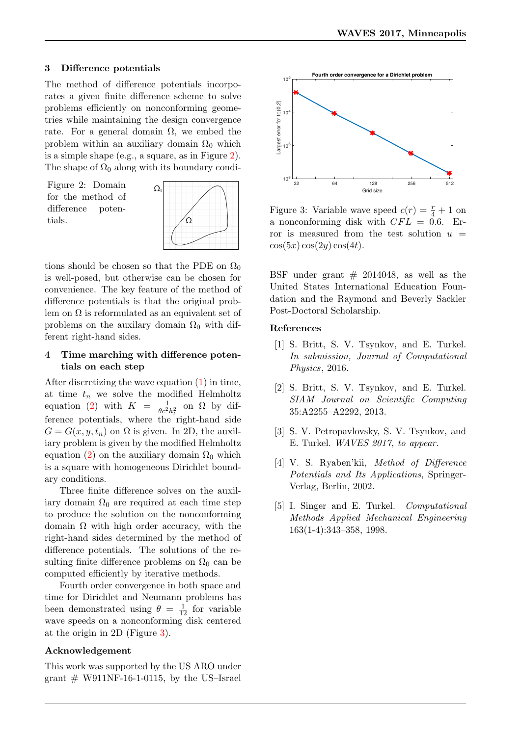## 3 Difference potentials

The method of difference potentials incorporates a given finite difference scheme to solve problems efficiently on nonconforming geometries while maintaining the design convergence rate. For a general domain $\Omega$, we embed the problem within an auxiliary domain $\Omega_0$ which is a simple shape (e.g., a square, as in Figure 2). The shape of $\Omega_0$ along with its boundary conditions should be chosen so that the PDE on $\Omega_0$ is well-posed, but otherwise can be chosen for convenience. The key feature of the method of difference potentials is that the original problem on $\Omega$ is reformulated as an equivalent set of problems on the auxilary domain $\Omega_0$ with different right-hand sides.

$\Omega_0$

$\Omega$

Figure 2: Domain for the method of difference potentials.

## 4 Time marching with difference potentials on each step

After discretizing the wave equation (1) in time, at time $t_n$ we solve the modified Helmholtz equation (2) with $K = \frac{1}{\theta c^2 h_t^2}$ on $\Omega$ by difference potentials, where the right-hand side $G = G(x, y, t_n)$ on $\Omega$ is given. In 2D, the auxiliary problem is given by the modified Helmholtz equation (2) on the auxiliary domain $\Omega_0$ which is a square with homogeneous Dirichlet boundary conditions.

Three finite difference solves on the auxiliary domain $\Omega_0$ are required at each time step to produce the solution on the nonconforming domain $\Omega$ with high order accuracy, with the right-hand sides determined by the method of difference potentials. The solutions of the resulting finite difference problems on $\Omega_0$ can be computed efficiently by iterative methods.

Fourth order convergence in both space and time for Dirichlet and Neumann problems has been demonstrated using $\theta = \frac{1}{12}$ for variable wave speeds on a nonconforming disk centered at the origin in 2D (Figure 3).

Fourth order convergence for a Dirichlet problem

Largest error for t∈[0,2]

$10^{2}$

$10^{4}$

$10^{6}$

$10^{8}$

32

64

128

256

512

Grid size

Figure 3: Variable wave speed $c(r) = \frac{r}{4} + 1$ on a nonconforming disk with $CFL = 0.6$. Error is measured from the test solution $u = \cos(5x)\cos(2y)\cos(4t)$.

### Acknowledgement

This work was supported by the US ARO under grant # W911NF-16-1-0115, by the US–Israel BSF under grant # 2014048, as well as the United States International Education Foundation and the Raymond and Beverly Sackler Post-Doctoral Scholarship.

### References

[1] S. Britt, S. V. Tsynkov, and E. Turkel. *In submission, Journal of Computational Physics*, 2016.

[2] S. Britt, S. V. Tsynkov, and E. Turkel. *SIAM Journal on Scientific Computing* 35:A2255–A2292, 2013.

[3] S. V. Petropavlovsky, S. V. Tsynkov, and E. Turkel. *WAVES 2017, to appear.*

[4] V. S. Ryaben'kii, *Method of Difference Potentials and Its Applications*, Springer-Verlag, Berlin, 2002.

[5] I. Singer and E. Turkel. *Computational Methods Applied Mechanical Engineering* 163(1-4):343–358, 1998.